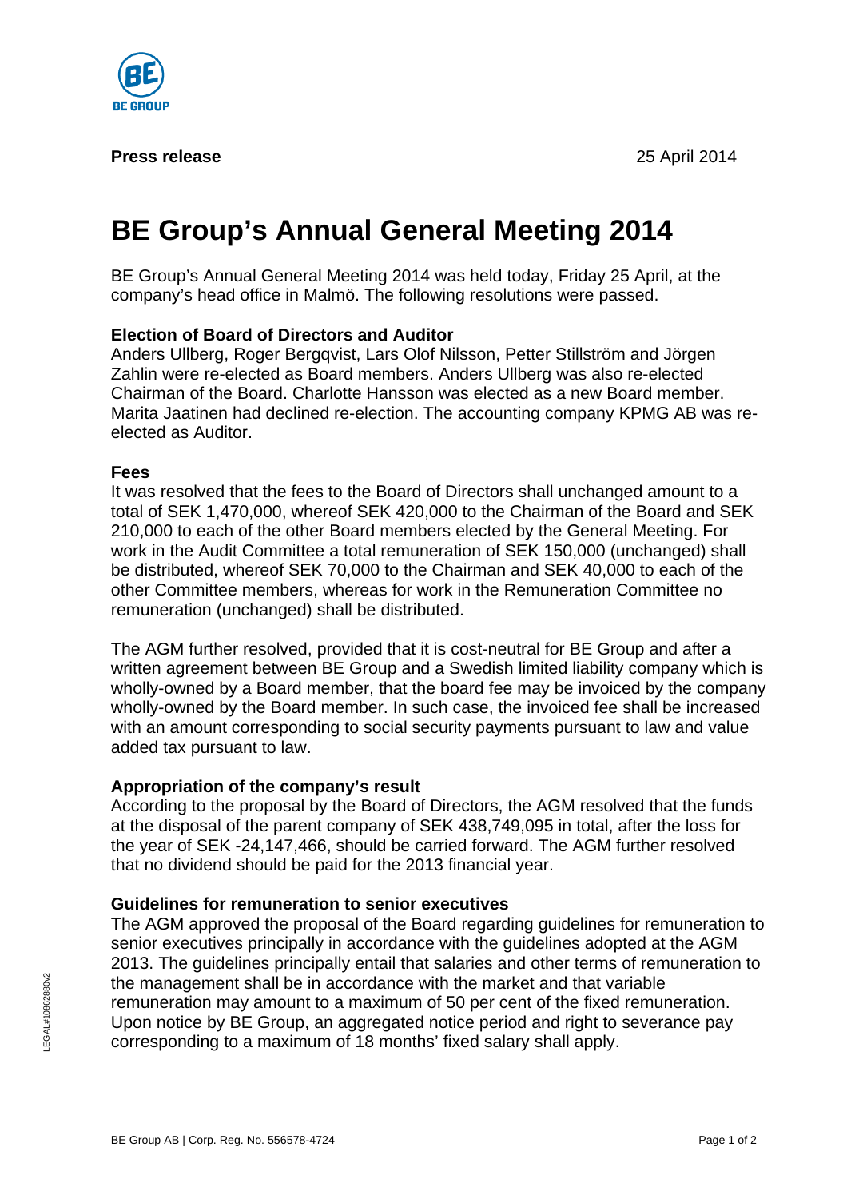**Press release** 25 April 2014

# BE Group's Annual General Meeting 2014

BE Group's Annual General Meeting 2014 was held today, Friday 25 April, at the company's head office in Malmö. The following resolutions were passed.

### Election of Board of Directors and Auditor

Anders Ullberg, Roger Bergqvist, Lars Olof Nilsson, Petter Stillström and Jörgen Zahlin were re-elected as Board members. Anders Ullberg was also re-elected Chairman of the Board. Charlotte Hansson was elected as a new Board member. Marita Jaatinen had declined re-election. The accounting company KPMG AB was re-elected as Auditor.

### Fees

It was resolved that the fees to the Board of Directors shall unchanged amount to a total of SEK 1,470,000, whereof SEK 420,000 to the Chairman of the Board and SEK 210,000 to each of the other Board members elected by the General Meeting. For work in the Audit Committee a total remuneration of SEK 150,000 (unchanged) shall be distributed, whereof SEK 70,000 to the Chairman and SEK 40,000 to each of the other Committee members, whereas for work in the Remuneration Committee no remuneration (unchanged) shall be distributed.

The AGM further resolved, provided that it is cost-neutral for BE Group and after a written agreement between BE Group and a Swedish limited liability company which is wholly-owned by a Board member, that the board fee may be invoiced by the company wholly-owned by the Board member. In such case, the invoiced fee shall be increased with an amount corresponding to social security payments pursuant to law and value added tax pursuant to law.

### Appropriation of the company's result

According to the proposal by the Board of Directors, the AGM resolved that the funds at the disposal of the parent company of SEK 438,749,095 in total, after the loss for the year of SEK -24,147,466, should be carried forward. The AGM further resolved that no dividend should be paid for the 2013 financial year.

### Guidelines for remuneration to senior executives

The AGM approved the proposal of the Board regarding guidelines for remuneration to senior executives principally in accordance with the guidelines adopted at the AGM 2013. The guidelines principally entail that salaries and other terms of remuneration to the management shall be in accordance with the market and that variable remuneration may amount to a maximum of 50 per cent of the fixed remuneration. Upon notice by BE Group, an aggregated notice period and right to severance pay corresponding to a maximum of 18 months' fixed salary shall apply.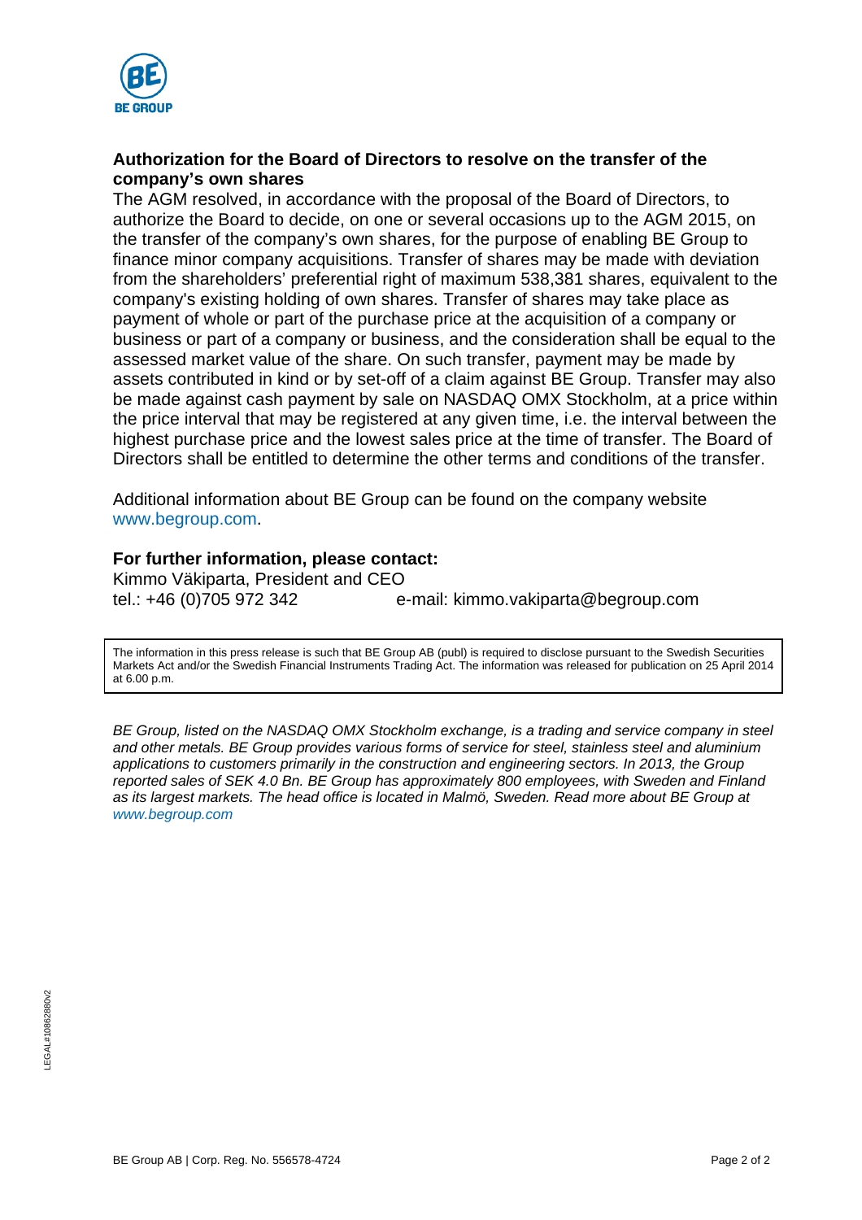### Authorization for the Board of Directors to resolve on the transfer of the company's own shares

The AGM resolved, in accordance with the proposal of the Board of Directors, to authorize the Board to decide, on one or several occasions up to the AGM 2015, on the transfer of the company's own shares, for the purpose of enabling BE Group to finance minor company acquisitions. Transfer of shares may be made with deviation from the shareholders' preferential right of maximum 538,381 shares, equivalent to the company's existing holding of own shares. Transfer of shares may take place as payment of whole or part of the purchase price at the acquisition of a company or business or part of a company or business, and the consideration shall be equal to the assessed market value of the share. On such transfer, payment may be made by assets contributed in kind or by set-off of a claim against BE Group. Transfer may also be made against cash payment by sale on NASDAQ OMX Stockholm, at a price within the price interval that may be registered at any given time, i.e. the interval between the highest purchase price and the lowest sales price at the time of transfer. The Board of Directors shall be entitled to determine the other terms and conditions of the transfer.

Additional information about BE Group can be found on the company website www.begroup.com.

**For further information, please contact:**

Kimmo Väkiparta, President and CEO
tel.: +46 (0)705 972 342 e-mail: kimmo.vakiparta@begroup.com

The information in this press release is such that BE Group AB (publ) is required to disclose pursuant to the Swedish Securities Markets Act and/or the Swedish Financial Instruments Trading Act. The information was released for publication on 25 April 2014 at 6.00 p.m.

*BE Group, listed on the NASDAQ OMX Stockholm exchange, is a trading and service company in steel and other metals. BE Group provides various forms of service for steel, stainless steel and aluminium applications to customers primarily in the construction and engineering sectors. In 2013, the Group reported sales of SEK 4.0 Bn. BE Group has approximately 800 employees, with Sweden and Finland as its largest markets. The head office is located in Malmö, Sweden. Read more about BE Group at www.begroup.com*

LEGAL#10862880v2

BE Group AB | Corp. Reg. No. 556578-4724